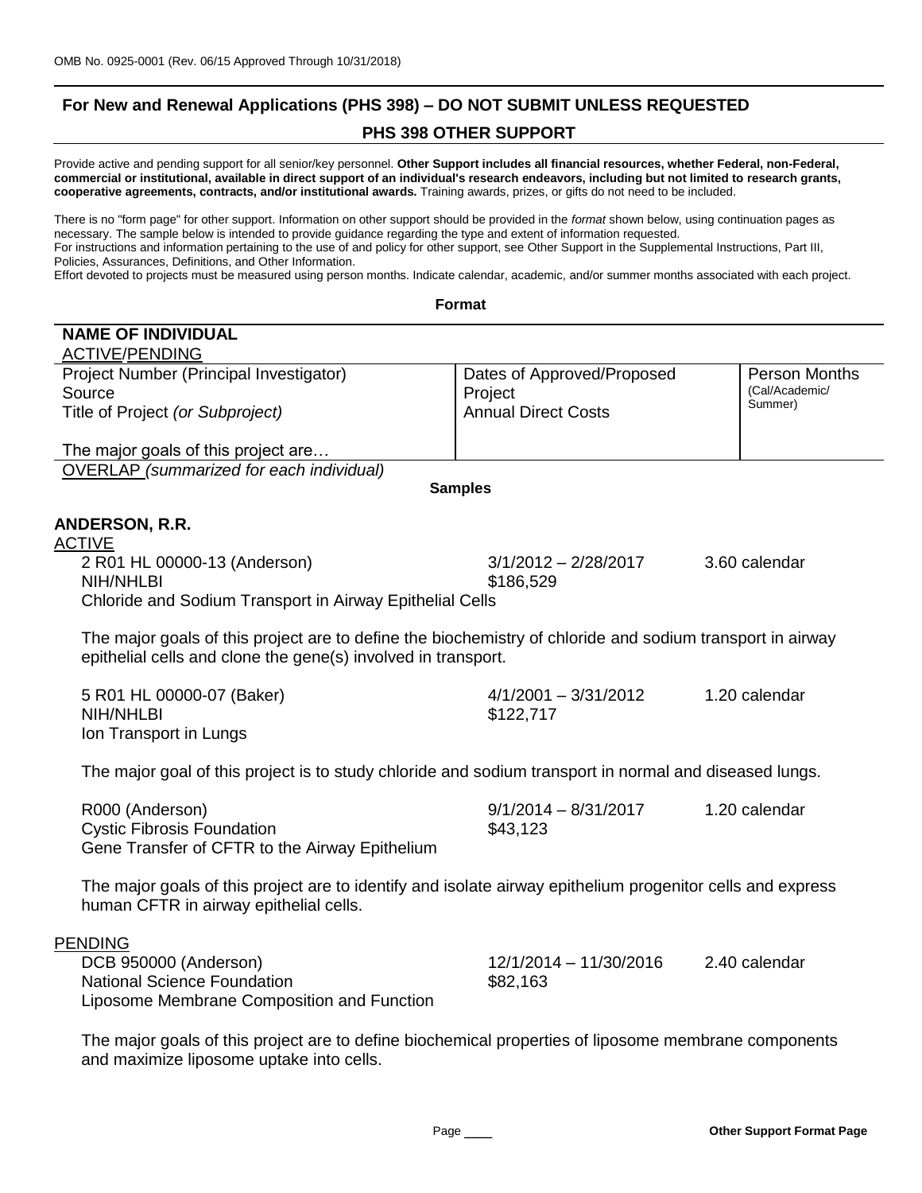OMB No. 0925-0001 (Rev. 06/15 Approved Through 10/31/2018)

## For New and Renewal Applications (PHS 398) – DO NOT SUBMIT UNLESS REQUESTED

## PHS 398 OTHER SUPPORT

Provide active and pending support for all senior/key personnel. **Other Support includes all financial resources, whether Federal, non-Federal, commercial or institutional, available in direct support of an individual's research endeavors, including but not limited to research grants, cooperative agreements, contracts, and/or institutional awards.** Training awards, prizes, or gifts do not need to be included.

There is no "form page" for other support. Information on other support should be provided in the *format* shown below, using continuation pages as necessary. The sample below is intended to provide guidance regarding the type and extent of information requested.
For instructions and information pertaining to the use of and policy for other support, see Other Support in the Supplemental Instructions, Part III, Policies, Assurances, Definitions, and Other Information.
Effort devoted to projects must be measured using person months. Indicate calendar, academic, and/or summer months associated with each project.

**Format**

**NAME OF INDIVIDUAL**
ACTIVE/PENDING

| Project Number (Principal Investigator)<br>Source<br>Title of Project *(or Subproject)*<br><br>The major goals of this project are… | Dates of Approved/Proposed<br>Project<br>Annual Direct Costs | Person Months<br>(Cal/Academic/<br>Summer) |
|---|---|---|

OVERLAP *(summarized for each individual)*

**Samples**

**ANDERSON, R.R.**

ACTIVE

2 R01 HL 00000-13 (Anderson) 3/1/2012 – 2/28/2017 3.60 calendar
NIH/NHLBI $186,529
Chloride and Sodium Transport in Airway Epithelial Cells

The major goals of this project are to define the biochemistry of chloride and sodium transport in airway epithelial cells and clone the gene(s) involved in transport.

5 R01 HL 00000-07 (Baker) 4/1/2001 – 3/31/2012 1.20 calendar
NIH/NHLBI $122,717
Ion Transport in Lungs

The major goal of this project is to study chloride and sodium transport in normal and diseased lungs.

R000 (Anderson) 9/1/2014 – 8/31/2017 1.20 calendar
Cystic Fibrosis Foundation $43,123
Gene Transfer of CFTR to the Airway Epithelium

The major goals of this project are to identify and isolate airway epithelium progenitor cells and express human CFTR in airway epithelial cells.

PENDING

DCB 950000 (Anderson) 12/1/2014 – 11/30/2016 2.40 calendar
National Science Foundation $82,163
Liposome Membrane Composition and Function

The major goals of this project are to define biochemical properties of liposome membrane components and maximize liposome uptake into cells.

Page ____ **Other Support Format Page**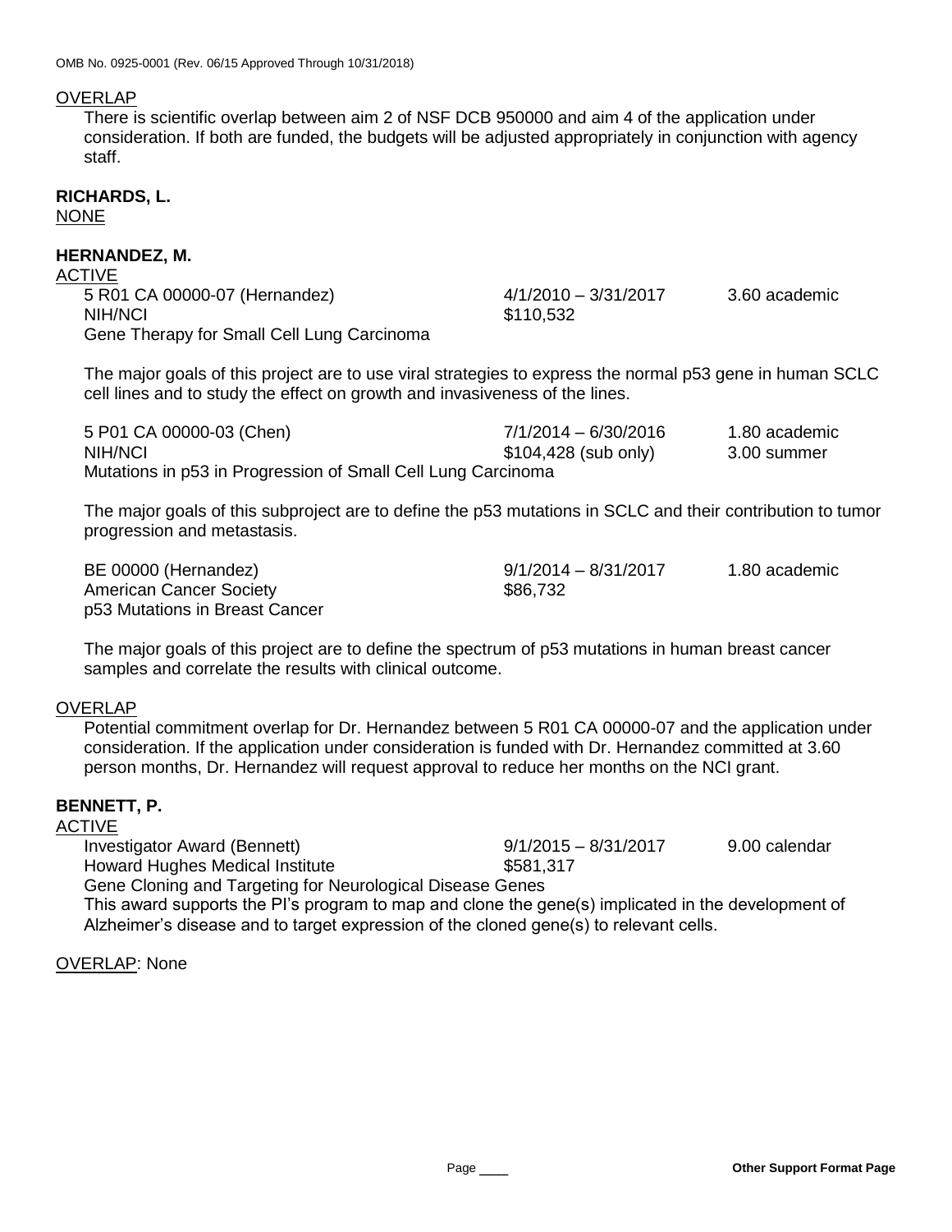OVERLAP

There is scientific overlap between aim 2 of NSF DCB 950000 and aim 4 of the application under consideration. If both are funded, the budgets will be adjusted appropriately in conjunction with agency staff.

**RICHARDS, L.**

NONE

**HERNANDEZ, M.**

ACTIVE

5 R01 CA 00000-07 (Hernandez) 4/1/2010 – 3/31/2017 3.60 academic
NIH/NCI $110,532
Gene Therapy for Small Cell Lung Carcinoma

The major goals of this project are to use viral strategies to express the normal p53 gene in human SCLC cell lines and to study the effect on growth and invasiveness of the lines.

5 P01 CA 00000-03 (Chen) 7/1/2014 – 6/30/2016 1.80 academic
NIH/NCI $104,428 (sub only) 3.00 summer
Mutations in p53 in Progression of Small Cell Lung Carcinoma

The major goals of this subproject are to define the p53 mutations in SCLC and their contribution to tumor progression and metastasis.

BE 00000 (Hernandez) 9/1/2014 – 8/31/2017 1.80 academic
American Cancer Society $86,732
p53 Mutations in Breast Cancer

The major goals of this project are to define the spectrum of p53 mutations in human breast cancer samples and correlate the results with clinical outcome.

OVERLAP

Potential commitment overlap for Dr. Hernandez between 5 R01 CA 00000-07 and the application under consideration. If the application under consideration is funded with Dr. Hernandez committed at 3.60 person months, Dr. Hernandez will request approval to reduce her months on the NCI grant.

**BENNETT, P.**

ACTIVE

Investigator Award (Bennett) 9/1/2015 – 8/31/2017 9.00 calendar
Howard Hughes Medical Institute $581,317
Gene Cloning and Targeting for Neurological Disease Genes
This award supports the PI's program to map and clone the gene(s) implicated in the development of Alzheimer's disease and to target expression of the cloned gene(s) to relevant cells.

OVERLAP: None